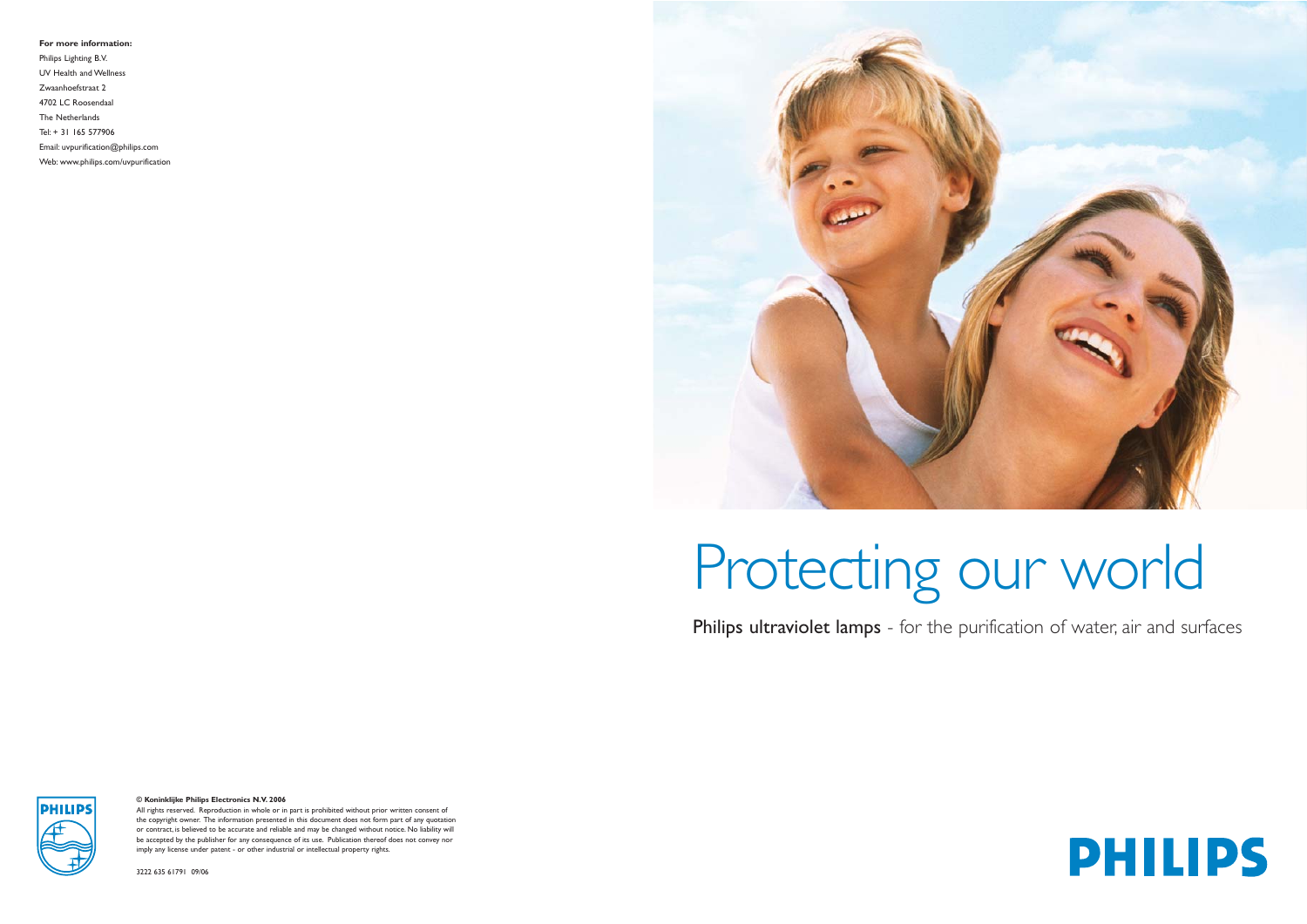**For more information:**

Philips Lighting B.V.

UV Health and Wellness

Zwaanhoefstraat 2

4702 LC Roosendaal

The Netherlands

Tel: + 31 165 577906

Email: uvpurification@philips.com

Web: www.philips.com/uvpurification

# Protecting our world

**Philips ultraviolet lamps** - for the purification of water, air and surfaces

**© Koninklijke Philips Electronics N.V. 2006**

All rights reserved. Reproduction in whole or in part is prohibited without prior written consent of the copyright owner. The information presented in this document does not form part of any quotation or contract, is believed to be accurate and reliable and may be changed without notice. No liability will be accepted by the publisher for any consequence of its use. Publication thereof does not convey nor imply any license under patent - or other industrial or intellectual property rights.

3222 635 61791 09/06

PHILIPS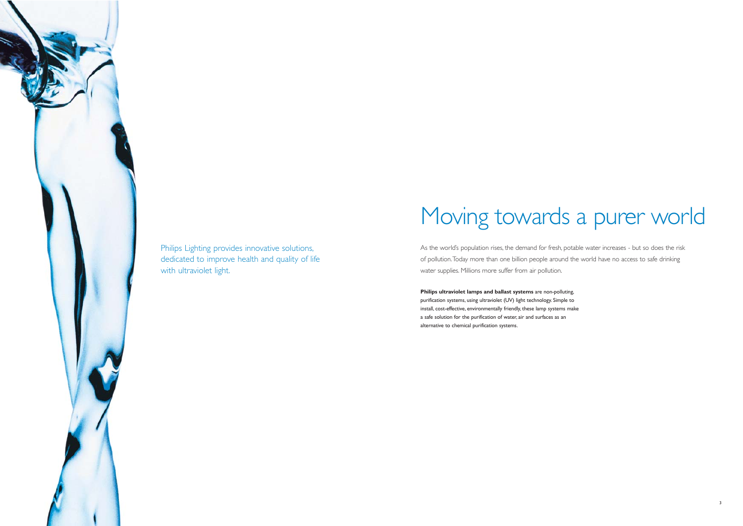Philips Lighting provides innovative solutions, dedicated to improve health and quality of life with ultraviolet light.

# Moving towards a purer world

As the world's population rises, the demand for fresh, potable water increases - but so does the risk of pollution. Today more than one billion people around the world have no access to safe drinking water supplies. Millions more suffer from air pollution.

**Philips ultraviolet lamps and ballast systems** are non-polluting, purification systems, using ultraviolet (UV) light technology. Simple to install, cost-effective, environmentally friendly, these lamp systems make a safe solution for the purification of water, air and surfaces as an alternative to chemical purification systems.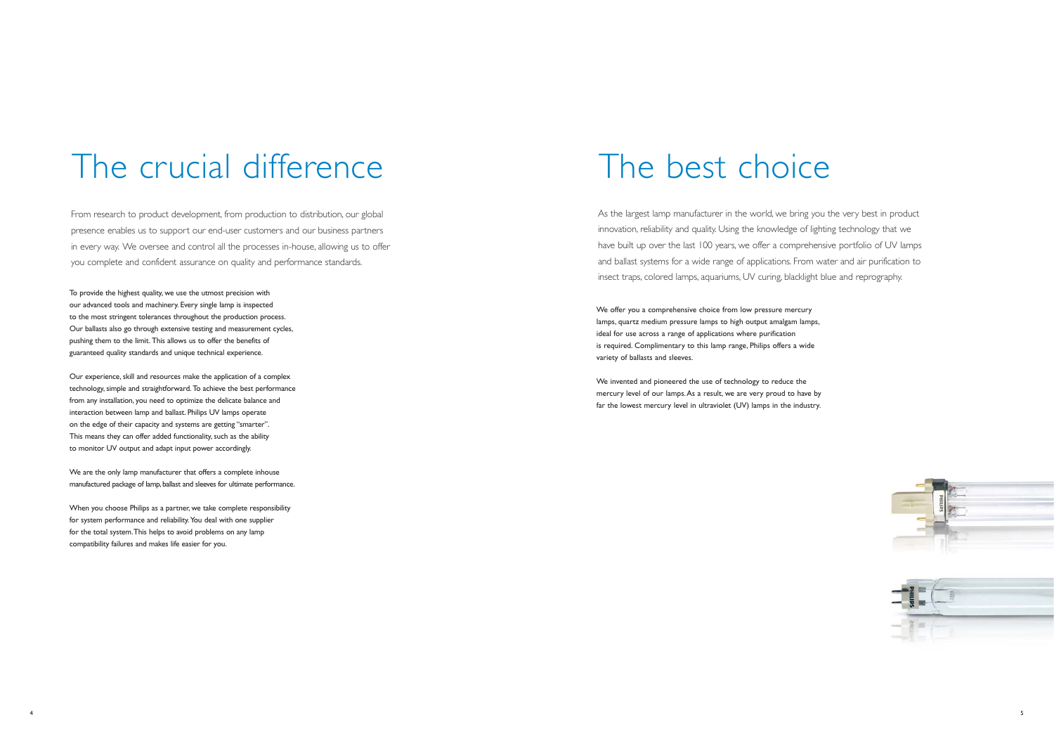# The crucial difference

From research to product development, from production to distribution, our global presence enables us to support our end-user customers and our business partners in every way. We oversee and control all the processes in-house, allowing us to offer you complete and confident assurance on quality and performance standards.

To provide the highest quality, we use the utmost precision with our advanced tools and machinery. Every single lamp is inspected to the most stringent tolerances throughout the production process. Our ballasts also go through extensive testing and measurement cycles, pushing them to the limit. This allows us to offer the benefits of guaranteed quality standards and unique technical experience.

Our experience, skill and resources make the application of a complex technology, simple and straightforward. To achieve the best performance from any installation, you need to optimize the delicate balance and interaction between lamp and ballast. Philips UV lamps operate on the edge of their capacity and systems are getting "smarter". This means they can offer added functionality, such as the ability to monitor UV output and adapt input power accordingly.

We are the only lamp manufacturer that offers a complete inhouse manufactured package of lamp, ballast and sleeves for ultimate performance.

When you choose Philips as a partner, we take complete responsibility for system performance and reliability. You deal with one supplier for the total system. This helps to avoid problems on any lamp compatibility failures and makes life easier for you.

# The best choice

As the largest lamp manufacturer in the world, we bring you the very best in product innovation, reliability and quality. Using the knowledge of lighting technology that we have built up over the last 100 years, we offer a comprehensive portfolio of UV lamps and ballast systems for a wide range of applications. From water and air purification to insect traps, colored lamps, aquariums, UV curing, blacklight blue and reprography.

We offer you a comprehensive choice from low pressure mercury lamps, quartz medium pressure lamps to high output amalgam lamps, ideal for use across a range of applications where purification is required. Complimentary to this lamp range, Philips offers a wide variety of ballasts and sleeves.

We invented and pioneered the use of technology to reduce the mercury level of our lamps. As a result, we are very proud to have by far the lowest mercury level in ultraviolet (UV) lamps in the industry.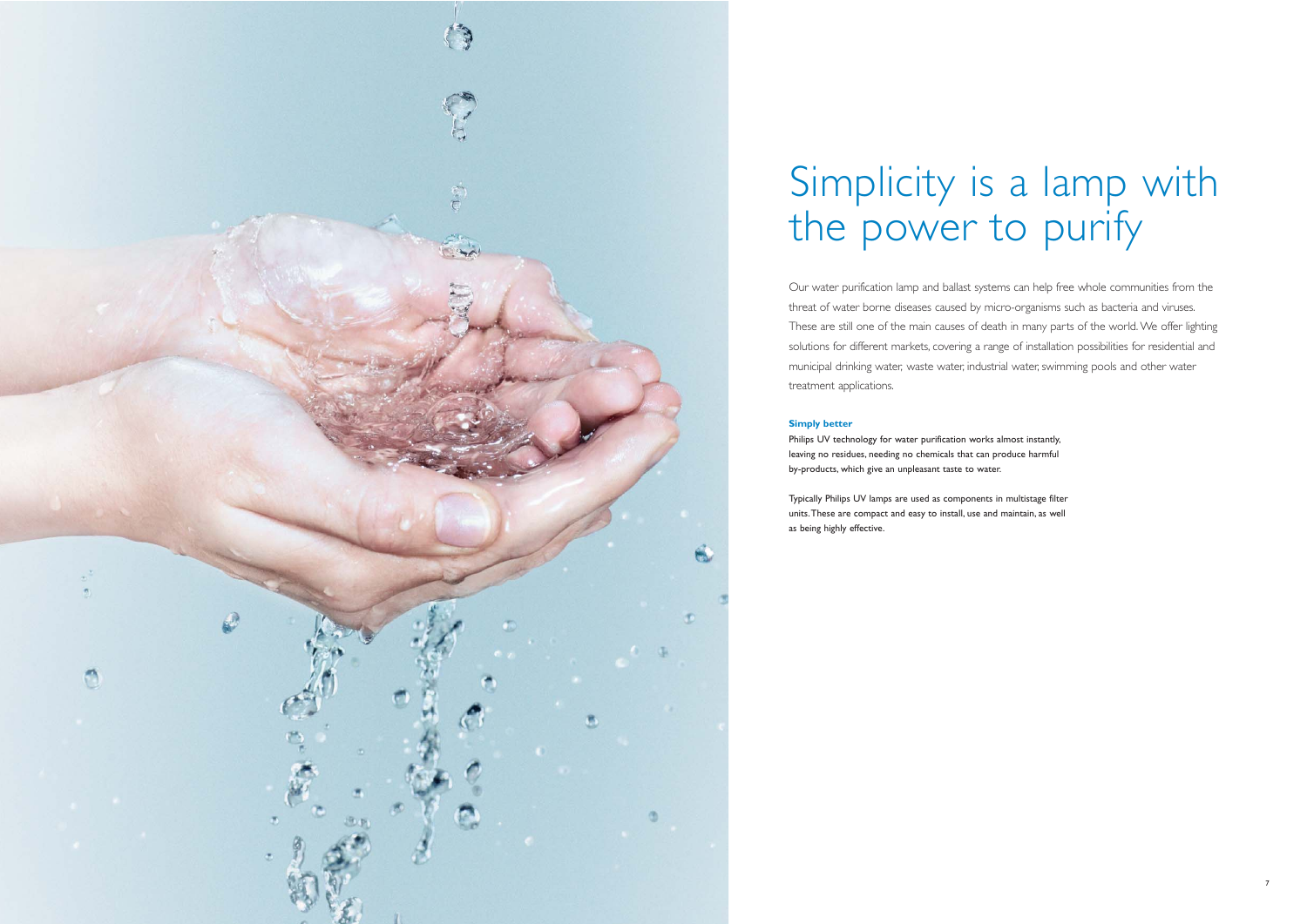# Simplicity is a lamp with the power to purify

Our water purification lamp and ballast systems can help free whole communities from the threat of water borne diseases caused by micro-organisms such as bacteria and viruses. These are still one of the main causes of death in many parts of the world. We offer lighting solutions for different markets, covering a range of installation possibilities for residential and municipal drinking water, waste water, industrial water, swimming pools and other water treatment applications.

**Simply better**

Philips UV technology for water purification works almost instantly, leaving no residues, needing no chemicals that can produce harmful by-products, which give an unpleasant taste to water.

Typically Philips UV lamps are used as components in multistage filter units. These are compact and easy to install, use and maintain, as well as being highly effective.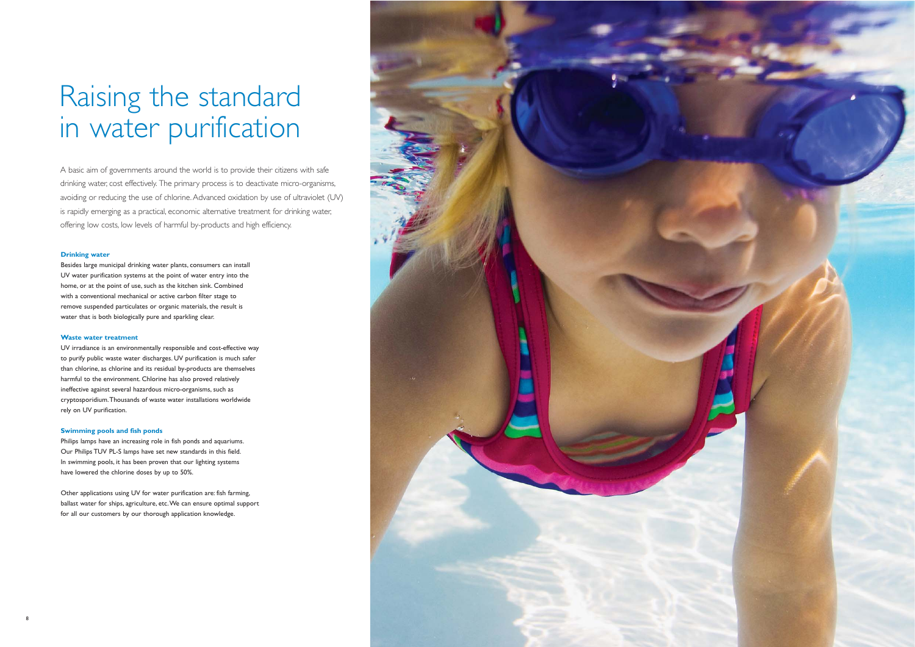# Raising the standard in water purification

A basic aim of governments around the world is to provide their citizens with safe drinking water, cost effectively. The primary process is to deactivate micro-organisms, avoiding or reducing the use of chlorine. Advanced oxidation by use of ultraviolet (UV) is rapidly emerging as a practical, economic alternative treatment for drinking water, offering low costs, low levels of harmful by-products and high efficiency.

**Drinking water**

Besides large municipal drinking water plants, consumers can install UV water purification systems at the point of water entry into the home, or at the point of use, such as the kitchen sink. Combined with a conventional mechanical or active carbon filter stage to remove suspended particulates or organic materials, the result is water that is both biologically pure and sparkling clear.

**Waste water treatment**

UV irradiance is an environmentally responsible and cost-effective way to purify public waste water discharges. UV purification is much safer than chlorine, as chlorine and its residual by-products are themselves harmful to the environment. Chlorine has also proved relatively ineffective against several hazardous micro-organisms, such as cryptosporidium. Thousands of waste water installations worldwide rely on UV purification.

**Swimming pools and fish ponds**

Philips lamps have an increasing role in fish ponds and aquariums. Our Philips TUV PL-S lamps have set new standards in this field. In swimming pools, it has been proven that our lighting systems have lowered the chlorine doses by up to 50%.

Other applications using UV for water purification are: fish farming, ballast water for ships, agriculture, etc. We can ensure optimal support for all our customers by our thorough application knowledge.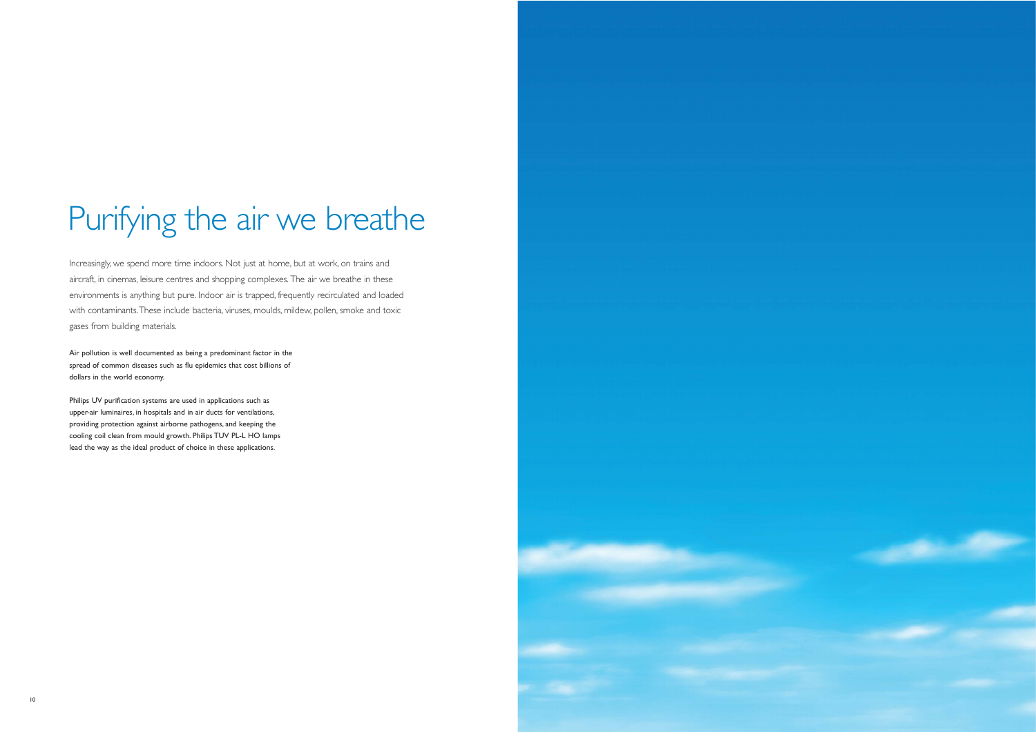# Purifying the air we breathe

Increasingly, we spend more time indoors. Not just at home, but at work, on trains and aircraft, in cinemas, leisure centres and shopping complexes. The air we breathe in these environments is anything but pure. Indoor air is trapped, frequently recirculated and loaded with contaminants. These include bacteria, viruses, moulds, mildew, pollen, smoke and toxic gases from building materials.

Air pollution is well documented as being a predominant factor in the spread of common diseases such as flu epidemics that cost billions of dollars in the world economy.

Philips UV purification systems are used in applications such as upper-air luminaires, in hospitals and in air ducts for ventilations, providing protection against airborne pathogens, and keeping the cooling coil clean from mould growth. Philips TUV PL-L HO lamps lead the way as the ideal product of choice in these applications.